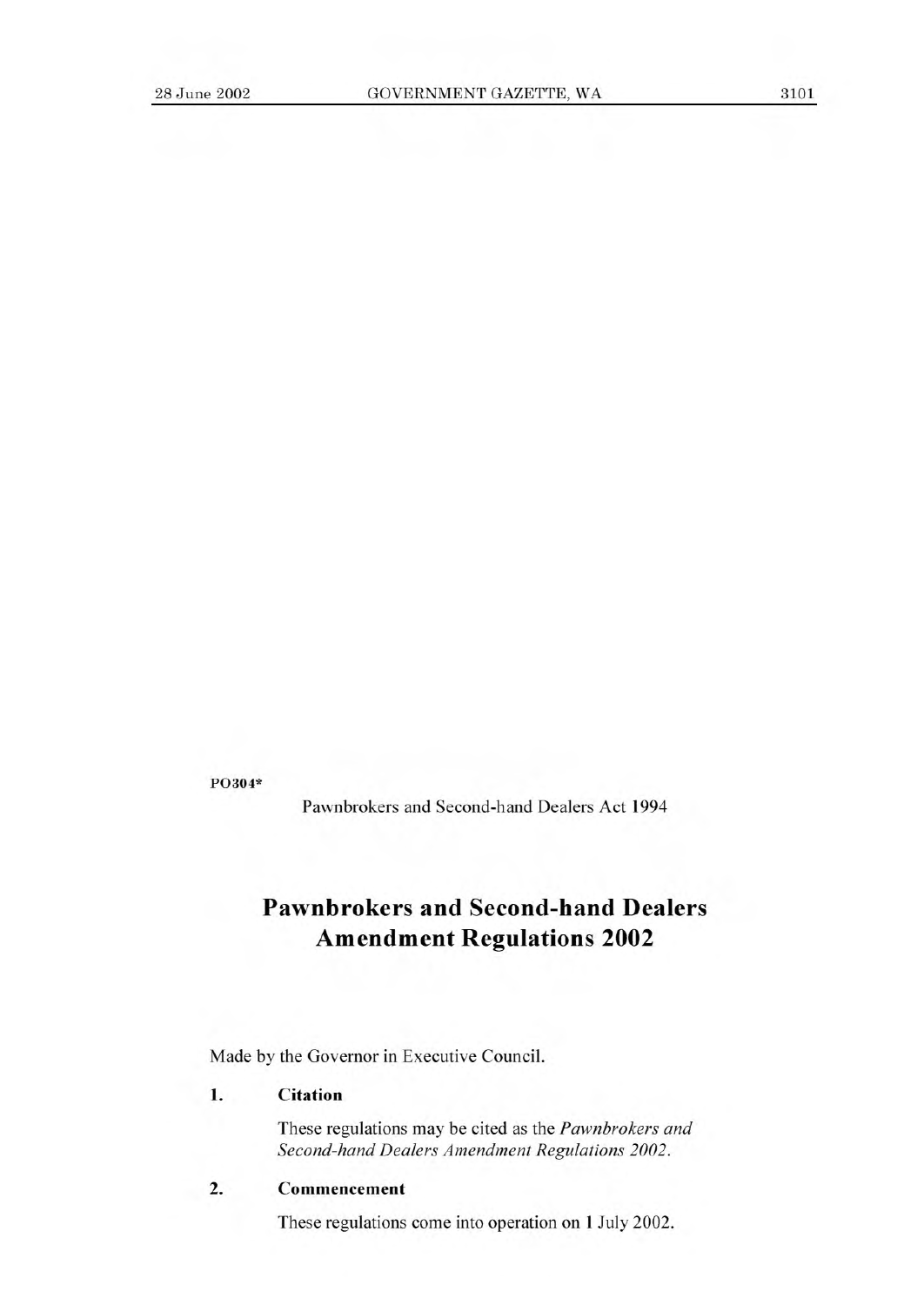PO304*

Pawnbrokers and Second-hand Dealers Act 1994

# Pawnbrokers and Second-hand Dealers Amendment Regulations 2002

Made by the Governor in Executive Council.

**1. Citation**

These regulations may be cited as the *Pawnbrokers and Second-hand Dealers Amendment Regulations 2002*.

**2. Commencement**

These regulations come into operation on 1 July 2002.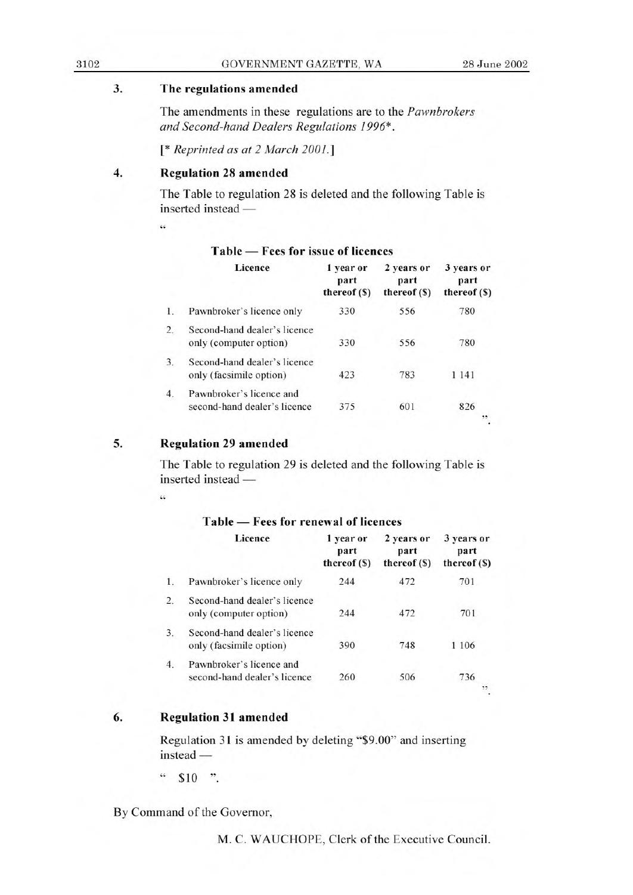### 3. The regulations amended

The amendments in these regulations are to the *Pawnbrokers and Second-hand Dealers Regulations 1996*\*.

[\* *Reprinted as at 2 March 2001.*]

### 4. Regulation 28 amended

The Table to regulation 28 is deleted and the following Table is inserted instead —

"

**Table — Fees for issue of licences**

| | Licence | 1 year or part thereof ($) | 2 years or part thereof ($) | 3 years or part thereof ($) |
|---|---|---|---|---|
| 1. | Pawnbroker's licence only | 330 | 556 | 780 |
| 2. | Second-hand dealer's licence only (computer option) | 330 | 556 | 780 |
| 3. | Second-hand dealer's licence only (facsimile option) | 423 | 783 | 1 141 |
| 4. | Pawnbroker's licence and second-hand dealer's licence | 375 | 601 | 826 |

".

### 5. Regulation 29 amended

The Table to regulation 29 is deleted and the following Table is inserted instead —

"

**Table — Fees for renewal of licences**

| | Licence | 1 year or part thereof ($) | 2 years or part thereof ($) | 3 years or part thereof ($) |
|---|---|---|---|---|
| 1. | Pawnbroker's licence only | 244 | 472 | 701 |
| 2. | Second-hand dealer's licence only (computer option) | 244 | 472 | 701 |
| 3. | Second-hand dealer's licence only (facsimile option) | 390 | 748 | 1 106 |
| 4. | Pawnbroker's licence and second-hand dealer's licence | 260 | 506 | 736 |

".

### 6. Regulation 31 amended

Regulation 31 is amended by deleting "$9.00" and inserting instead —

" $10 ".

By Command of the Governor,

M. C. WAUCHOPE, Clerk of the Executive Council.